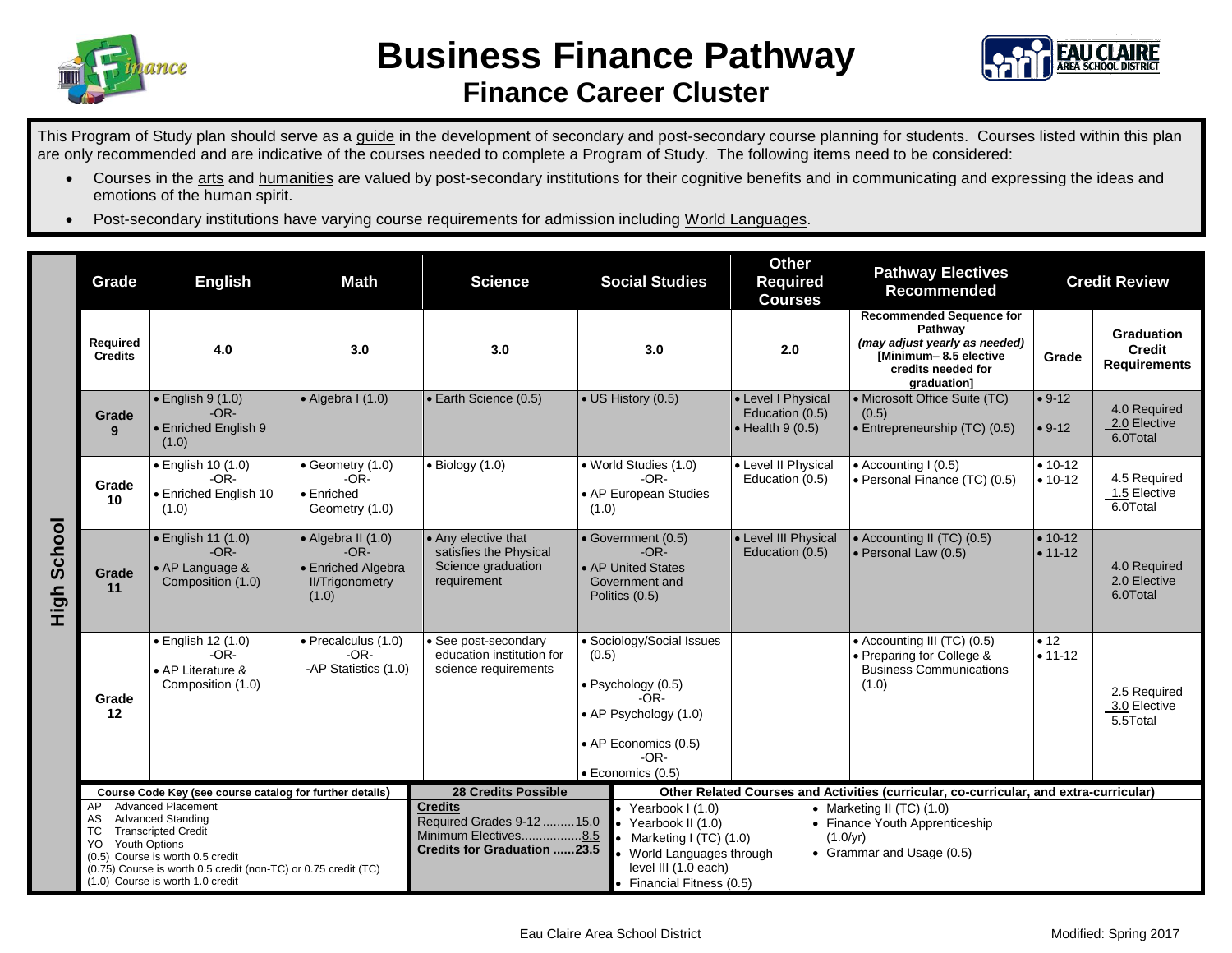# Business Finance Pathway

## Finance Career Cluster

This Program of Study plan should serve as a guide in the development of secondary and post-secondary course planning for students. Courses listed within this plan are only recommended and are indicative of the courses needed to complete a Program of Study. The following items need to be considered:

- Courses in the arts and humanities are valued by post-secondary institutions for their cognitive benefits and in communicating and expressing the ideas and emotions of the human spirit.
- Post-secondary institutions have varying course requirements for admission including World Languages.

**High School**

| Grade | English | Math | Science | Social Studies | Other Required Courses | Pathway Electives Recommended | Credit Review | |
|---|---|---|---|---|---|---|---|---|
| **Required Credits** | 4.0 | 3.0 | 3.0 | 3.0 | 2.0 | **Recommended Sequence for Pathway** *(may adjust yearly as needed)* **[Minimum– 8.5 elective credits needed for graduation]** | **Grade** | **Graduation Credit Requirements** |
| **Grade 9** | • English 9 (1.0) -OR- • Enriched English 9 (1.0) | • Algebra I (1.0) | • Earth Science (0.5) | • US History (0.5) | • Level I Physical Education (0.5) • Health 9 (0.5) | • Microsoft Office Suite (TC) (0.5) • Entrepreneurship (TC) (0.5) | • 9-12 • 9-12 | 4.0 Required 2.0 Elective 6.0Total |
| **Grade 10** | • English 10 (1.0) -OR- • Enriched English 10 (1.0) | • Geometry (1.0) -OR- • Enriched Geometry (1.0) | • Biology (1.0) | • World Studies (1.0) -OR- • AP European Studies (1.0) | • Level II Physical Education (0.5) | • Accounting I (0.5) • Personal Finance (TC) (0.5) | • 10-12 • 10-12 | 4.5 Required 1.5 Elective 6.0Total |
| **Grade 11** | • English 11 (1.0) -OR- • AP Language & Composition (1.0) | • Algebra II (1.0) -OR- • Enriched Algebra II/Trigonometry (1.0) | • Any elective that satisfies the Physical Science graduation requirement | • Government (0.5) -OR- • AP United States Government and Politics (0.5) | • Level III Physical Education (0.5) | • Accounting II (TC) (0.5) • Personal Law (0.5) | • 10-12 • 11-12 | 4.0 Required 2.0 Elective 6.0Total |
| **Grade 12** | • English 12 (1.0) -OR- • AP Literature & Composition (1.0) | • Precalculus (1.0) -OR- -AP Statistics (1.0) | • See post-secondary education institution for science requirements | • Sociology/Social Issues (0.5) • Psychology (0.5) -OR- • AP Psychology (1.0) • AP Economics (0.5) -OR- • Economics (0.5) | | • Accounting III (TC) (0.5) • Preparing for College & Business Communications (1.0) | • 12 • 11-12 | 2.5 Required 3.0 Elective 5.5Total |

**Course Code Key (see course catalog for further details)**

- AP Advanced Placement
- AS Advanced Standing
- TC Transcripted Credit
- YO Youth Options
- (0.5) Course is worth 0.5 credit
- (0.75) Course is worth 0.5 credit (non-TC) or 0.75 credit (TC)
- (1.0) Course is worth 1.0 credit

**28 Credits Possible**

**Credits**
Required Grades 9-12 .........15.0
Minimum Electives.................8.5
**Credits for Graduation ......23.5**

**Other Related Courses and Activities (curricular, co-curricular, and extra-curricular)**

- Yearbook I (1.0)
- Yearbook II (1.0)
- Marketing I (TC) (1.0)
- World Languages through level III (1.0 each)
- Financial Fitness (0.5)
- Marketing II (TC) (1.0)
- Finance Youth Apprenticeship (1.0/yr)
- Grammar and Usage (0.5)

Eau Claire Area School District

Modified: Spring 2017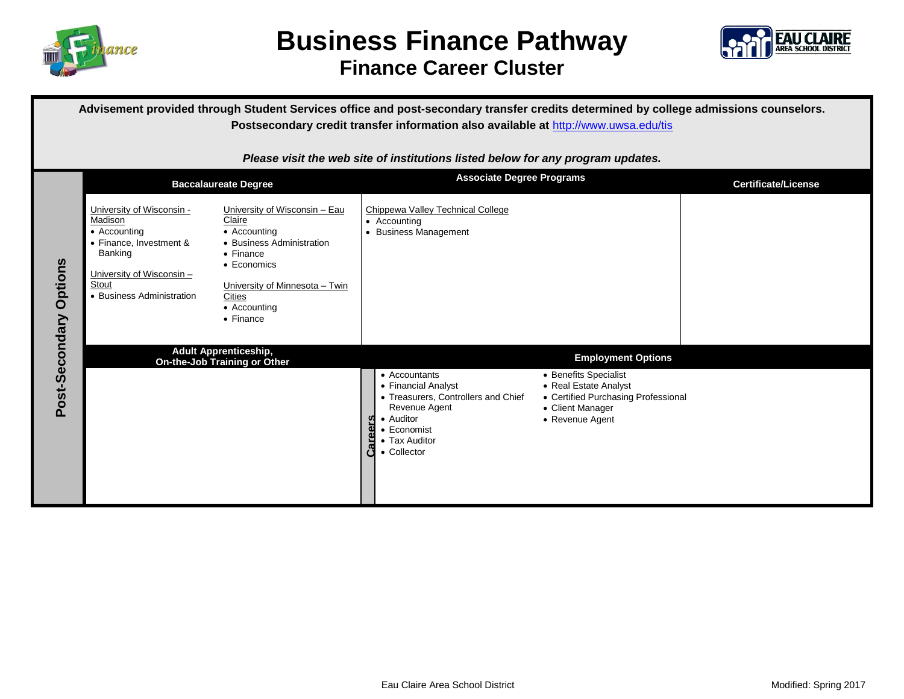# Business Finance Pathway

## Finance Career Cluster

**Advisement provided through Student Services office and post-secondary transfer credits determined by college admissions counselors.**
**Postsecondary credit transfer information also available at http://www.uwsa.edu/tis**

***Please visit the web site of institutions listed below for any program updates.***

## Post-Secondary Options

### Baccalaureate Degree

University of Wisconsin - Madison
- Accounting
- Finance, Investment & Banking

University of Wisconsin – Stout
- Business Administration

University of Wisconsin – Eau Claire
- Accounting
- Business Administration
- Finance
- Economics

University of Minnesota – Twin Cities
- Accounting
- Finance

### Associate Degree Programs

Chippewa Valley Technical College
- Accounting
- Business Management

### Certificate/License

### Adult Apprenticeship, On-the-Job Training or Other

### Employment Options

**Careers**

- Accountants
- Financial Analyst
- Treasurers, Controllers and Chief Revenue Agent
- Auditor
- Economist
- Tax Auditor
- Collector
- Benefits Specialist
- Real Estate Analyst
- Certified Purchasing Professional
- Client Manager
- Revenue Agent

Eau Claire Area School District

Modified: Spring 2017